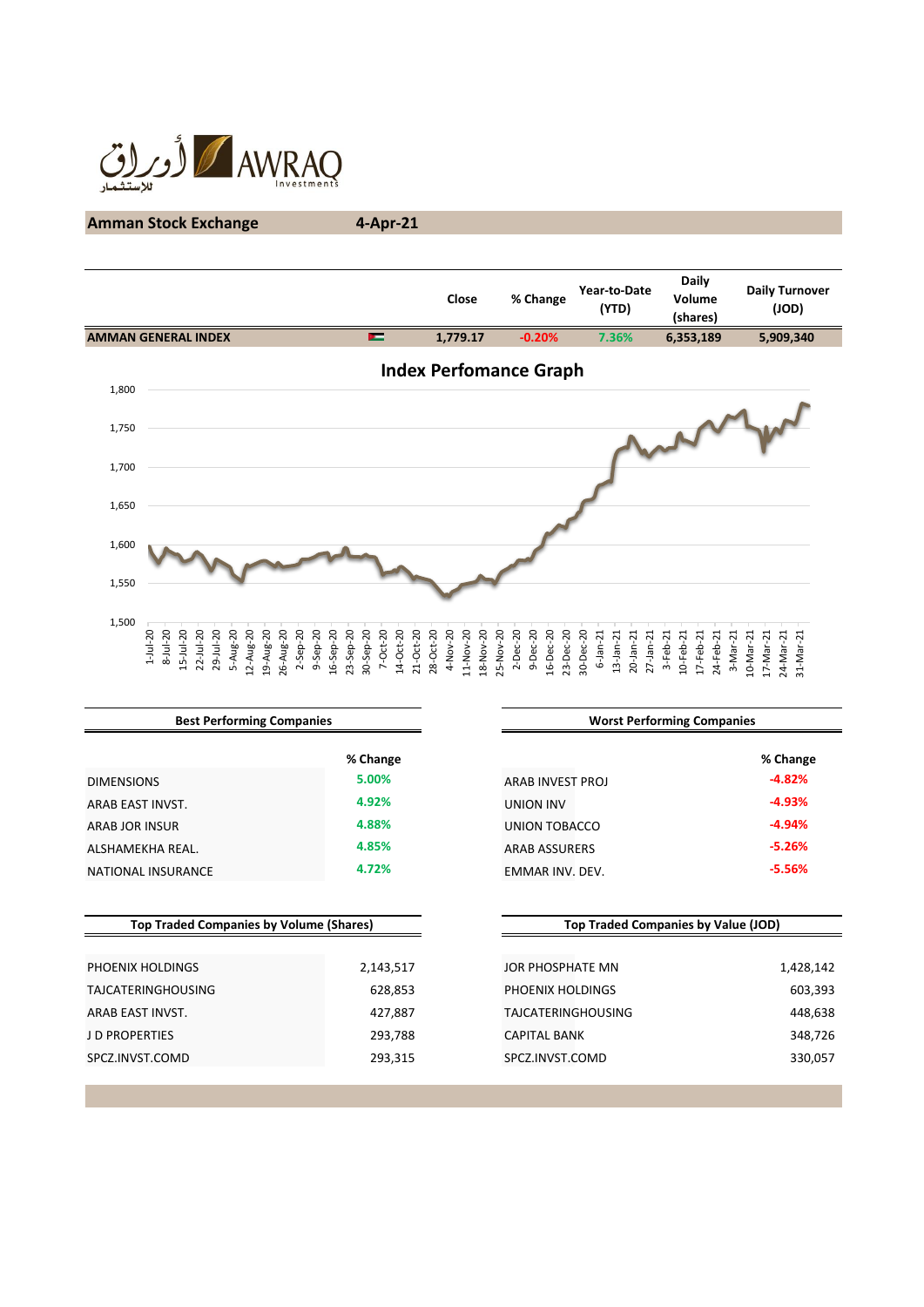أوراق للاستثمار AWRAQ Investments

## Amman Stock Exchange 4-Apr-21

| | Close | % Change | Year-to-Date (YTD) | Daily Volume (shares) | Daily Turnover (JOD) |
|---|---|---|---|---|---|
| AMMAN GENERAL INDEX | 1,779.17 | -0.20% | 7.36% | 6,353,189 | 5,909,340 |

### Index Perfomance Graph

| Best Performing Companies | % Change |
|---|---|
| DIMENSIONS | 5.00% |
| ARAB EAST INVST. | 4.92% |
| ARAB JOR INSUR | 4.88% |
| ALSHAMEKHA REAL. | 4.85% |
| NATIONAL INSURANCE | 4.72% |

| Worst Performing Companies | % Change |
|---|---|
| ARAB INVEST PROJ | -4.82% |
| UNION INV | -4.93% |
| UNION TOBACCO | -4.94% |
| ARAB ASSURERS | -5.26% |
| EMMAR INV. DEV. | -5.56% |

| Top Traded Companies by Volume (Shares) | |
|---|---|
| PHOENIX HOLDINGS | 2,143,517 |
| TAJCATERINGHOUSING | 628,853 |
| ARAB EAST INVST. | 427,887 |
| J D PROPERTIES | 293,788 |
| SPCZ.INVST.COMD | 293,315 |

| Top Traded Companies by Value (JOD) | |
|---|---|
| JOR PHOSPHATE MN | 1,428,142 |
| PHOENIX HOLDINGS | 603,393 |
| TAJCATERINGHOUSING | 448,638 |
| CAPITAL BANK | 348,726 |
| SPCZ.INVST.COMD | 330,057 |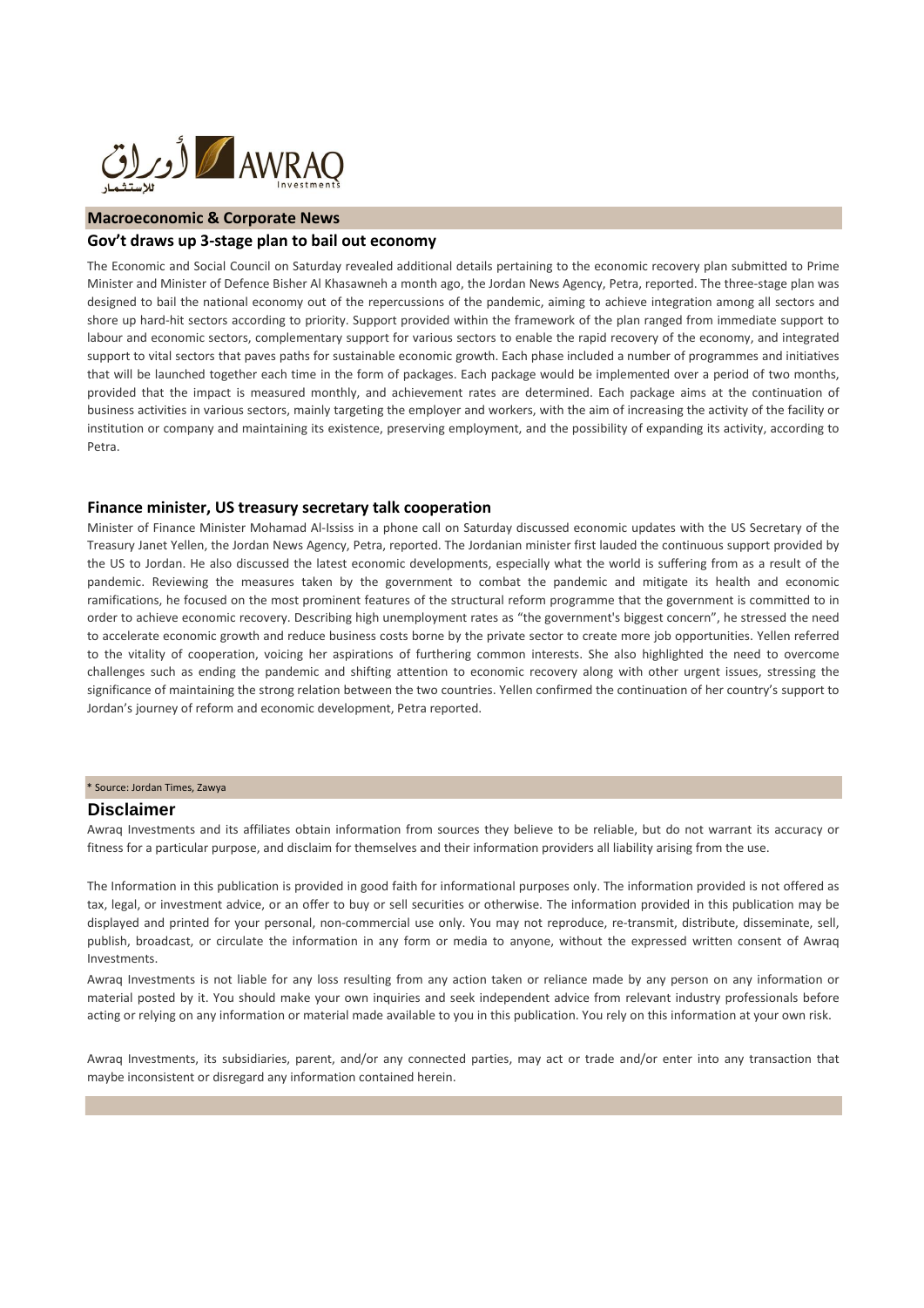## Macroeconomic & Corporate News

### Gov't draws up 3-stage plan to bail out economy

The Economic and Social Council on Saturday revealed additional details pertaining to the economic recovery plan submitted to Prime Minister and Minister of Defence Bisher Al Khasawneh a month ago, the Jordan News Agency, Petra, reported. The three-stage plan was designed to bail the national economy out of the repercussions of the pandemic, aiming to achieve integration among all sectors and shore up hard-hit sectors according to priority. Support provided within the framework of the plan ranged from immediate support to labour and economic sectors, complementary support for various sectors to enable the rapid recovery of the economy, and integrated support to vital sectors that paves paths for sustainable economic growth. Each phase included a number of programmes and initiatives that will be launched together each time in the form of packages. Each package would be implemented over a period of two months, provided that the impact is measured monthly, and achievement rates are determined. Each package aims at the continuation of business activities in various sectors, mainly targeting the employer and workers, with the aim of increasing the activity of the facility or institution or company and maintaining its existence, preserving employment, and the possibility of expanding its activity, according to Petra.

### Finance minister, US treasury secretary talk cooperation

Minister of Finance Minister Mohamad Al-Ississ in a phone call on Saturday discussed economic updates with the US Secretary of the Treasury Janet Yellen, the Jordan News Agency, Petra, reported. The Jordanian minister first lauded the continuous support provided by the US to Jordan. He also discussed the latest economic developments, especially what the world is suffering from as a result of the pandemic. Reviewing the measures taken by the government to combat the pandemic and mitigate its health and economic ramifications, he focused on the most prominent features of the structural reform programme that the government is committed to in order to achieve economic recovery. Describing high unemployment rates as "the government's biggest concern", he stressed the need to accelerate economic growth and reduce business costs borne by the private sector to create more job opportunities. Yellen referred to the vitality of cooperation, voicing her aspirations of furthering common interests. She also highlighted the need to overcome challenges such as ending the pandemic and shifting attention to economic recovery along with other urgent issues, stressing the significance of maintaining the strong relation between the two countries. Yellen confirmed the continuation of her country's support to Jordan's journey of reform and economic development, Petra reported.

* Source: Jordan Times, Zawya

## Disclaimer

Awraq Investments and its affiliates obtain information from sources they believe to be reliable, but do not warrant its accuracy or fitness for a particular purpose, and disclaim for themselves and their information providers all liability arising from the use.

The Information in this publication is provided in good faith for informational purposes only. The information provided is not offered as tax, legal, or investment advice, or an offer to buy or sell securities or otherwise. The information provided in this publication may be displayed and printed for your personal, non-commercial use only. You may not reproduce, re-transmit, distribute, disseminate, sell, publish, broadcast, or circulate the information in any form or media to anyone, without the expressed written consent of Awraq Investments.

Awraq Investments is not liable for any loss resulting from any action taken or reliance made by any person on any information or material posted by it. You should make your own inquiries and seek independent advice from relevant industry professionals before acting or relying on any information or material made available to you in this publication. You rely on this information at your own risk.

Awraq Investments, its subsidiaries, parent, and/or any connected parties, may act or trade and/or enter into any transaction that maybe inconsistent or disregard any information contained herein.